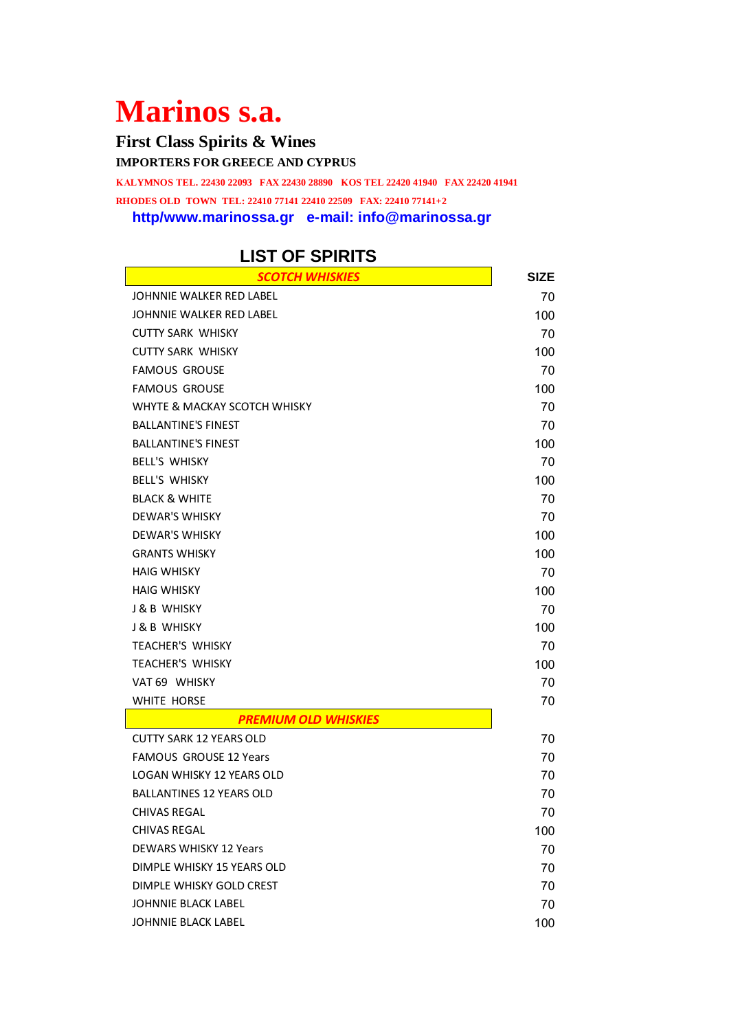# Marinos s.a.

## First Class Spirits & Wines

**IMPORTERS FOR GREECE AND CYPRUS**

**KALYMNOS TEL. 22430 22093 FAX 22430 28890 KOS TEL 22420 41940 FAX 22420 41941**

**RHODES OLD TOWN TEL: 22410 77141 22410 22509 FAX: 22410 77141+2**

**http/www.marinossa.gr e-mail: info@marinossa.gr**

## LIST OF SPIRITS

| ***SCOTCH WHISKIES*** | **SIZE** |
|---|---|
| JOHNNIE WALKER RED LABEL | 70 |
| JOHNNIE WALKER RED LABEL | 100 |
| CUTTY SARK WHISKY | 70 |
| CUTTY SARK WHISKY | 100 |
| FAMOUS GROUSE | 70 |
| FAMOUS GROUSE | 100 |
| WHYTE & MACKAY SCOTCH WHISKY | 70 |
| BALLANTINE'S FINEST | 70 |
| BALLANTINE'S FINEST | 100 |
| BELL'S WHISKY | 70 |
| BELL'S WHISKY | 100 |
| BLACK & WHITE | 70 |
| DEWAR'S WHISKY | 70 |
| DEWAR'S WHISKY | 100 |
| GRANTS WHISKY | 100 |
| HAIG WHISKY | 70 |
| HAIG WHISKY | 100 |
| J & B WHISKY | 70 |
| J & B WHISKY | 100 |
| TEACHER'S WHISKY | 70 |
| TEACHER'S WHISKY | 100 |
| VAT 69 WHISKY | 70 |
| WHITE HORSE | 70 |
| ***PREMIUM OLD WHISKIES*** | |
| CUTTY SARK 12 YEARS OLD | 70 |
| FAMOUS GROUSE 12 Years | 70 |
| LOGAN WHISKY 12 YEARS OLD | 70 |
| BALLANTINES 12 YEARS OLD | 70 |
| CHIVAS REGAL | 70 |
| CHIVAS REGAL | 100 |
| DEWARS WHISKY 12 Years | 70 |
| DIMPLE WHISKY 15 YEARS OLD | 70 |
| DIMPLE WHISKY GOLD CREST | 70 |
| JOHNNIE BLACK LABEL | 70 |
| JOHNNIE BLACK LABEL | 100 |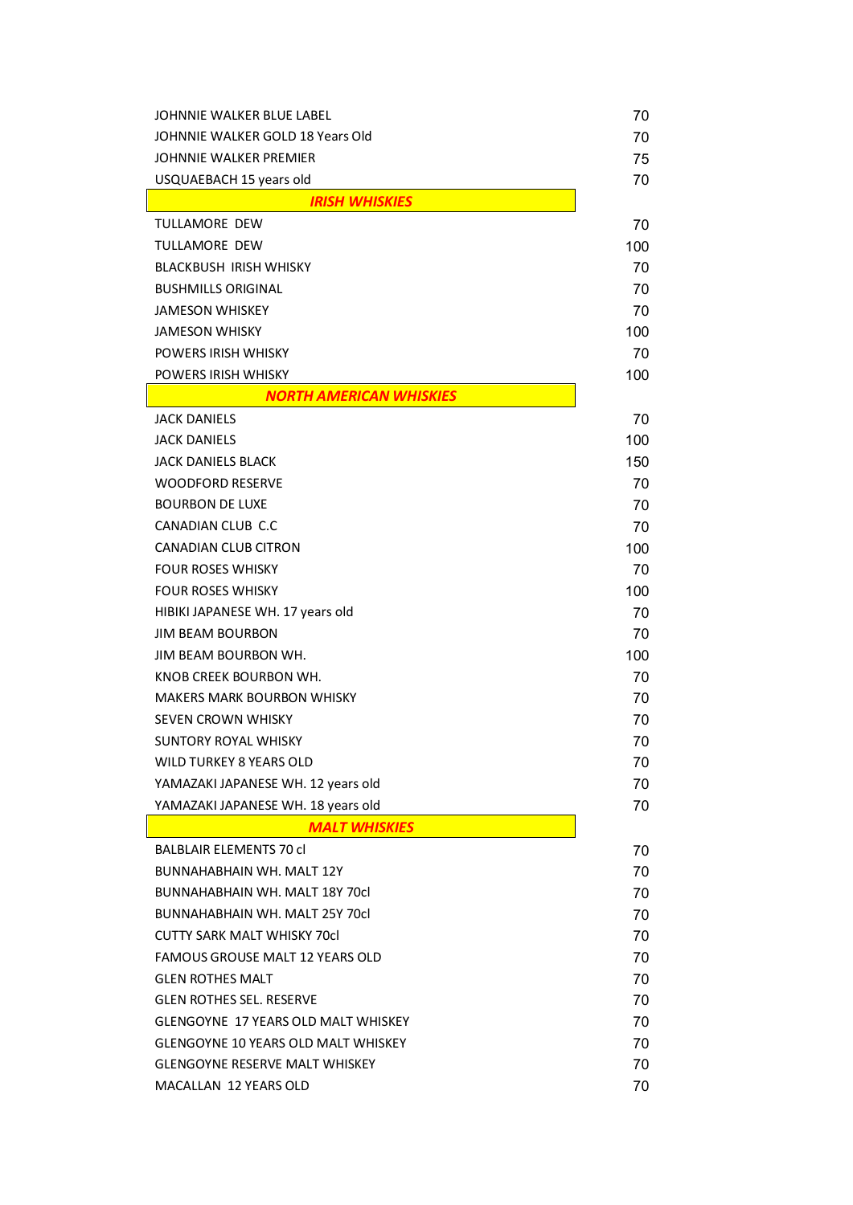| | |
|---|---|
| JOHNNIE WALKER BLUE LABEL | 70 |
| JOHNNIE WALKER GOLD 18 Years Old | 70 |
| JOHNNIE WALKER PREMIER | 75 |
| USQUAEBACH 15 years old | 70 |

## *IRISH WHISKIES*

| | |
|---|---|
| TULLAMORE DEW | 70 |
| TULLAMORE DEW | 100 |
| BLACKBUSH IRISH WHISKY | 70 |
| BUSHMILLS ORIGINAL | 70 |
| JAMESON WHISKEY | 70 |
| JAMESON WHISKY | 100 |
| POWERS IRISH WHISKY | 70 |
| POWERS IRISH WHISKY | 100 |

## *NORTH AMERICAN WHISKIES*

| | |
|---|---|
| JACK DANIELS | 70 |
| JACK DANIELS | 100 |
| JACK DANIELS BLACK | 150 |
| WOODFORD RESERVE | 70 |
| BOURBON DE LUXE | 70 |
| CANADIAN CLUB C.C | 70 |
| CANADIAN CLUB CITRON | 100 |
| FOUR ROSES WHISKY | 70 |
| FOUR ROSES WHISKY | 100 |
| HIBIKI JAPANESE WH. 17 years old | 70 |
| JIM BEAM BOURBON | 70 |
| JIM BEAM BOURBON WH. | 100 |
| KNOB CREEK BOURBON WH. | 70 |
| MAKERS MARK BOURBON WHISKY | 70 |
| SEVEN CROWN WHISKY | 70 |
| SUNTORY ROYAL WHISKY | 70 |
| WILD TURKEY 8 YEARS OLD | 70 |
| YAMAZAKI JAPANESE WH. 12 years old | 70 |
| YAMAZAKI JAPANESE WH. 18 years old | 70 |

## *MALT WHISKIES*

| | |
|---|---|
| BALBLAIR ELEMENTS 70 cl | 70 |
| BUNNAHABHAIN WH. MALT 12Y | 70 |
| BUNNAHABHAIN WH. MALT 18Y 70cl | 70 |
| BUNNAHABHAIN WH. MALT 25Y 70cl | 70 |
| CUTTY SARK MALT WHISKY 70cl | 70 |
| FAMOUS GROUSE MALT 12 YEARS OLD | 70 |
| GLEN ROTHES MALT | 70 |
| GLEN ROTHES SEL. RESERVE | 70 |
| GLENGOYNE 17 YEARS OLD MALT WHISKEY | 70 |
| GLENGOYNE 10 YEARS OLD MALT WHISKEY | 70 |
| GLENGOYNE RESERVE MALT WHISKEY | 70 |
| MACALLAN 12 YEARS OLD | 70 |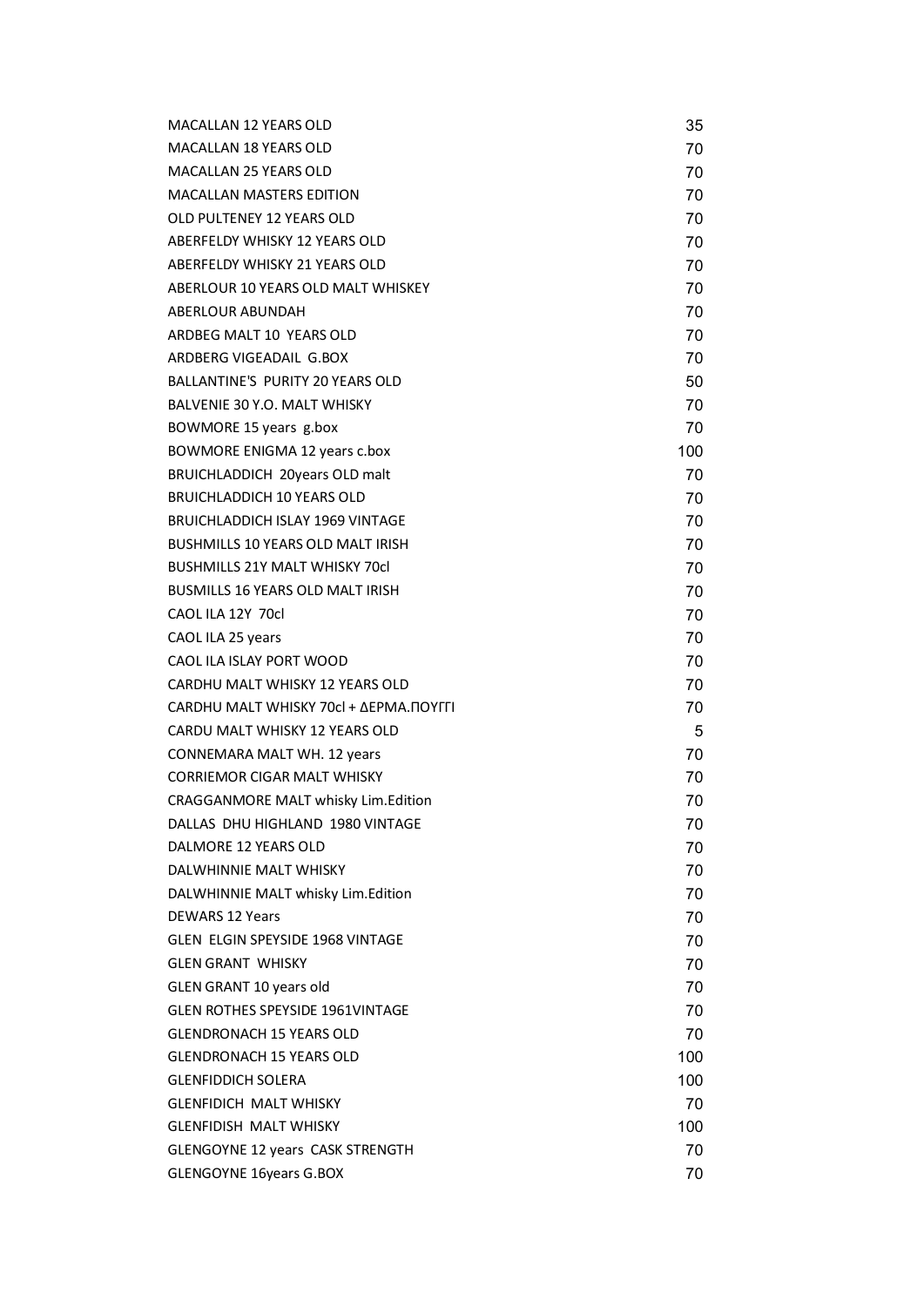| | |
|---|---|
| MACALLAN 12 YEARS OLD | 35 |
| MACALLAN 18 YEARS OLD | 70 |
| MACALLAN 25 YEARS OLD | 70 |
| MACALLAN MASTERS EDITION | 70 |
| OLD PULTENEY 12 YEARS OLD | 70 |
| ABERFELDY WHISKY 12 YEARS OLD | 70 |
| ABERFELDY WHISKY 21 YEARS OLD | 70 |
| ABERLOUR 10 YEARS OLD MALT WHISKEY | 70 |
| ABERLOUR ABUNDAH | 70 |
| ARDBEG MALT 10 YEARS OLD | 70 |
| ARDBERG VIGEADAIL G.BOX | 70 |
| BALLANTINE'S PURITY 20 YEARS OLD | 50 |
| BALVENIE 30 Y.O. MALT WHISKY | 70 |
| BOWMORE 15 years g.box | 70 |
| BOWMORE ENIGMA 12 years c.box | 100 |
| BRUICHLADDICH 20years OLD malt | 70 |
| BRUICHLADDICH 10 YEARS OLD | 70 |
| BRUICHLADDICH ISLAY 1969 VINTAGE | 70 |
| BUSHMILLS 10 YEARS OLD MALT IRISH | 70 |
| BUSHMILLS 21Y MALT WHISKY 70cl | 70 |
| BUSMILLS 16 YEARS OLD MALT IRISH | 70 |
| CAOL ILA 12Y 70cl | 70 |
| CAOL ILA 25 years | 70 |
| CAOL ILA ISLAY PORT WOOD | 70 |
| CARDHU MALT WHISKY 12 YEARS OLD | 70 |
| CARDHU MALT WHISKY 70cl + ΔΕΡΜΑ.ΠΟΥΓΓΙ | 70 |
| CARDU MALT WHISKY 12 YEARS OLD | 5 |
| CONNEMARA MALT WH. 12 years | 70 |
| CORRIEMOR CIGAR MALT WHISKY | 70 |
| CRAGGANMORE MALT whisky Lim.Edition | 70 |
| DALLAS DHU HIGHLAND 1980 VINTAGE | 70 |
| DALMORE 12 YEARS OLD | 70 |
| DALWHINNIE MALT WHISKY | 70 |
| DALWHINNIE MALT whisky Lim.Edition | 70 |
| DEWARS 12 Years | 70 |
| GLEN ELGIN SPEYSIDE 1968 VINTAGE | 70 |
| GLEN GRANT WHISKY | 70 |
| GLEN GRANT 10 years old | 70 |
| GLEN ROTHES SPEYSIDE 1961VINTAGE | 70 |
| GLENDRONACH 15 YEARS OLD | 70 |
| GLENDRONACH 15 YEARS OLD | 100 |
| GLENFIDDICH SOLERA | 100 |
| GLENFIDICH MALT WHISKY | 70 |
| GLENFIDISH MALT WHISKY | 100 |
| GLENGOYNE 12 years CASK STRENGTH | 70 |
| GLENGOYNE 16years G.BOX | 70 |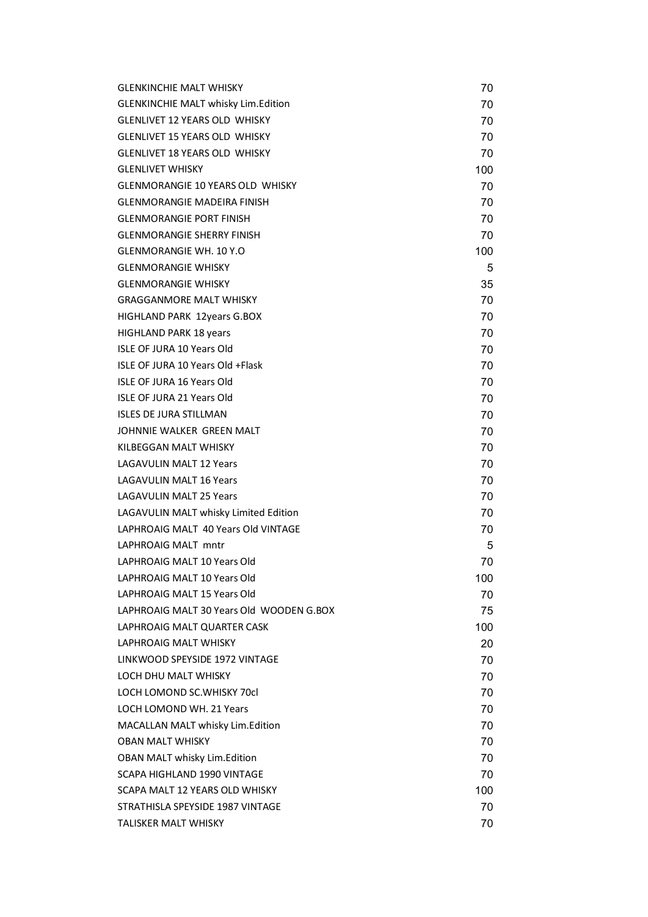| | |
|---|---|
| GLENKINCHIE MALT WHISKY | 70 |
| GLENKINCHIE MALT whisky Lim.Edition | 70 |
| GLENLIVET 12 YEARS OLD WHISKY | 70 |
| GLENLIVET 15 YEARS OLD WHISKY | 70 |
| GLENLIVET 18 YEARS OLD WHISKY | 70 |
| GLENLIVET WHISKY | 100 |
| GLENMORANGIE 10 YEARS OLD WHISKY | 70 |
| GLENMORANGIE MADEIRA FINISH | 70 |
| GLENMORANGIE PORT FINISH | 70 |
| GLENMORANGIE SHERRY FINISH | 70 |
| GLENMORANGIE WH. 10 Y.O | 100 |
| GLENMORANGIE WHISKY | 5 |
| GLENMORANGIE WHISKY | 35 |
| GRAGGANMORE MALT WHISKY | 70 |
| HIGHLAND PARK 12years G.BOX | 70 |
| HIGHLAND PARK 18 years | 70 |
| ISLE OF JURA 10 Years Old | 70 |
| ISLE OF JURA 10 Years Old +Flask | 70 |
| ISLE OF JURA 16 Years Old | 70 |
| ISLE OF JURA 21 Years Old | 70 |
| ISLES DE JURA STILLMAN | 70 |
| JOHNNIE WALKER GREEN MALT | 70 |
| KILBEGGAN MALT WHISKY | 70 |
| LAGAVULIN MALT 12 Years | 70 |
| LAGAVULIN MALT 16 Years | 70 |
| LAGAVULIN MALT 25 Years | 70 |
| LAGAVULIN MALT whisky Limited Edition | 70 |
| LAPHROAIG MALT 40 Years Old VINTAGE | 70 |
| LAPHROAIG MALT mntr | 5 |
| LAPHROAIG MALT 10 Years Old | 70 |
| LAPHROAIG MALT 10 Years Old | 100 |
| LAPHROAIG MALT 15 Years Old | 70 |
| LAPHROAIG MALT 30 Years Old WOODEN G.BOX | 75 |
| LAPHROAIG MALT QUARTER CASK | 100 |
| LAPHROAIG MALT WHISKY | 20 |
| LINKWOOD SPEYSIDE 1972 VINTAGE | 70 |
| LOCH DHU MALT WHISKY | 70 |
| LOCH LOMOND SC.WHISKY 70cl | 70 |
| LOCH LOMOND WH. 21 Years | 70 |
| MACALLAN MALT whisky Lim.Edition | 70 |
| OBAN MALT WHISKY | 70 |
| OBAN MALT whisky Lim.Edition | 70 |
| SCAPA HIGHLAND 1990 VINTAGE | 70 |
| SCAPA MALT 12 YEARS OLD WHISKY | 100 |
| STRATHISLA SPEYSIDE 1987 VINTAGE | 70 |
| TALISKER MALT WHISKY | 70 |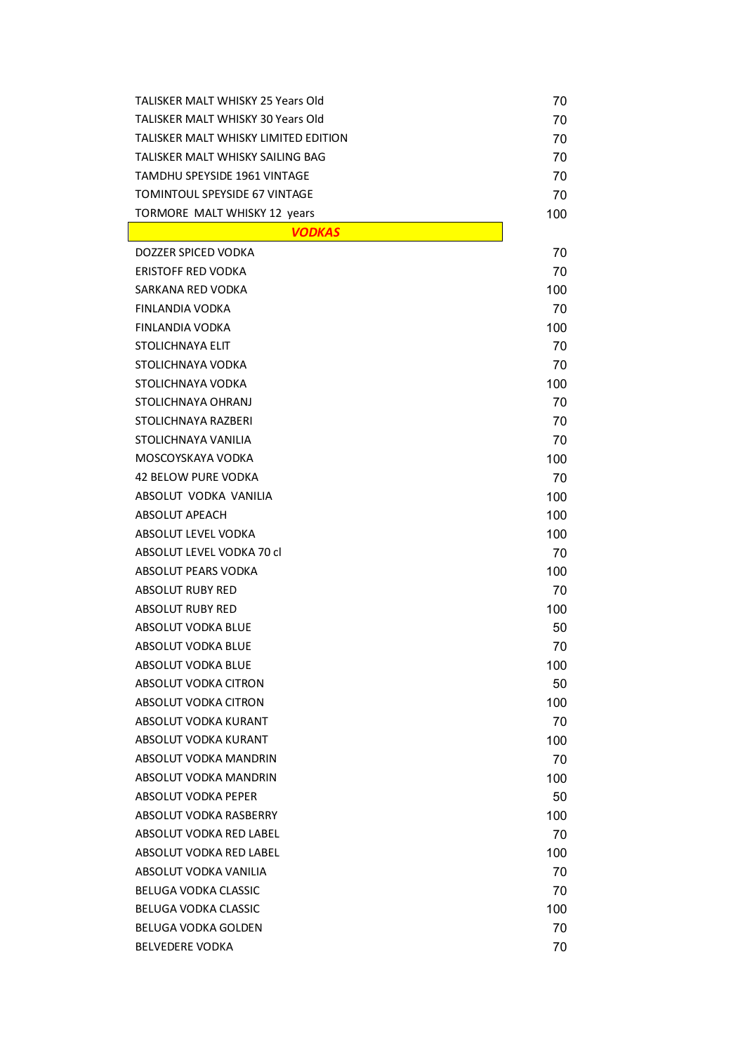| | |
|---|---|
| TALISKER MALT WHISKY 25 Years Old | 70 |
| TALISKER MALT WHISKY 30 Years Old | 70 |
| TALISKER MALT WHISKY LIMITED EDITION | 70 |
| TALISKER MALT WHISKY SAILING BAG | 70 |
| TAMDHU SPEYSIDE 1961 VINTAGE | 70 |
| TOMINTOUL SPEYSIDE 67 VINTAGE | 70 |
| TORMORE MALT WHISKY 12 years | 100 |
| ***VODKAS*** | |
| DOZZER SPICED VODKA | 70 |
| ERISTOFF RED VODKA | 70 |
| SARKANA RED VODKA | 100 |
| FINLANDIA VODKA | 70 |
| FINLANDIA VODKA | 100 |
| STOLICHNAYA ELIT | 70 |
| STOLICHNAYA VODKA | 70 |
| STOLICHNAYA VODKA | 100 |
| STOLICHNAYA OHRANJ | 70 |
| STOLICHNAYA RAZBERI | 70 |
| STOLICHNAYA VANILIA | 70 |
| MOSCOYSKAYA VODKA | 100 |
| 42 BELOW PURE VODKA | 70 |
| ABSOLUT VODKA VANILIA | 100 |
| ABSOLUT APEACH | 100 |
| ABSOLUT LEVEL VODKA | 100 |
| ABSOLUT LEVEL VODKA 70 cl | 70 |
| ABSOLUT PEARS VODKA | 100 |
| ABSOLUT RUBY RED | 70 |
| ABSOLUT RUBY RED | 100 |
| ABSOLUT VODKA BLUE | 50 |
| ABSOLUT VODKA BLUE | 70 |
| ABSOLUT VODKA BLUE | 100 |
| ABSOLUT VODKA CITRON | 50 |
| ABSOLUT VODKA CITRON | 100 |
| ABSOLUT VODKA KURANT | 70 |
| ABSOLUT VODKA KURANT | 100 |
| ABSOLUT VODKA MANDRIN | 70 |
| ABSOLUT VODKA MANDRIN | 100 |
| ABSOLUT VODKA PEPER | 50 |
| ABSOLUT VODKA RASBERRY | 100 |
| ABSOLUT VODKA RED LABEL | 70 |
| ABSOLUT VODKA RED LABEL | 100 |
| ABSOLUT VODKA VANILIA | 70 |
| BELUGA VODKA CLASSIC | 70 |
| BELUGA VODKA CLASSIC | 100 |
| BELUGA VODKA GOLDEN | 70 |
| BELVEDERE VODKA | 70 |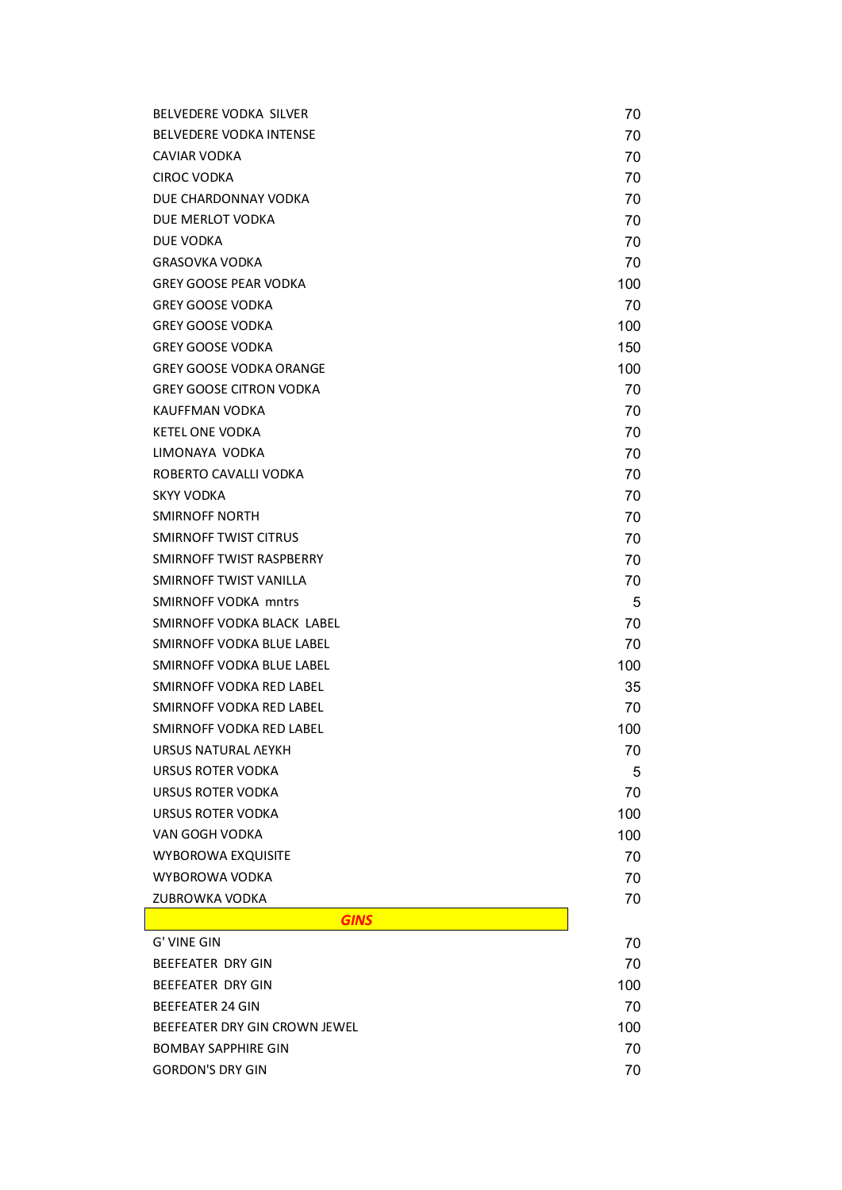| | |
|---|---|
| BELVEDERE VODKA SILVER | 70 |
| BELVEDERE VODKA INTENSE | 70 |
| CAVIAR VODKA | 70 |
| CIROC VODKA | 70 |
| DUE CHARDONNAY VODKA | 70 |
| DUE MERLOT VODKA | 70 |
| DUE VODKA | 70 |
| GRASOVKA VODKA | 70 |
| GREY GOOSE PEAR VODKA | 100 |
| GREY GOOSE VODKA | 70 |
| GREY GOOSE VODKA | 100 |
| GREY GOOSE VODKA | 150 |
| GREY GOOSE VODKA ORANGE | 100 |
| GREY GOOSE CITRON VODKA | 70 |
| KAUFFMAN VODKA | 70 |
| KETEL ONE VODKA | 70 |
| LIMONAYA VODKA | 70 |
| ROBERTO CAVALLI VODKA | 70 |
| SKYY VODKA | 70 |
| SMIRNOFF NORTH | 70 |
| SMIRNOFF TWIST CITRUS | 70 |
| SMIRNOFF TWIST RASPBERRY | 70 |
| SMIRNOFF TWIST VANILLA | 70 |
| SMIRNOFF VODKA mntrs | 5 |
| SMIRNOFF VODKA BLACK LABEL | 70 |
| SMIRNOFF VODKA BLUE LABEL | 70 |
| SMIRNOFF VODKA BLUE LABEL | 100 |
| SMIRNOFF VODKA RED LABEL | 35 |
| SMIRNOFF VODKA RED LABEL | 70 |
| SMIRNOFF VODKA RED LABEL | 100 |
| URSUS NATURAL ΛΕΥΚΗ | 70 |
| URSUS ROTER VODKA | 5 |
| URSUS ROTER VODKA | 70 |
| URSUS ROTER VODKA | 100 |
| VAN GOGH VODKA | 100 |
| WYBOROWA EXQUISITE | 70 |
| WYBOROWA VODKA | 70 |
| ZUBROWKA VODKA | 70 |
| ***GINS*** | |
| G' VINE GIN | 70 |
| BEEFEATER DRY GIN | 70 |
| BEEFEATER DRY GIN | 100 |
| BEEFEATER 24 GIN | 70 |
| BEEFEATER DRY GIN CROWN JEWEL | 100 |
| BOMBAY SAPPHIRE GIN | 70 |
| GORDON'S DRY GIN | 70 |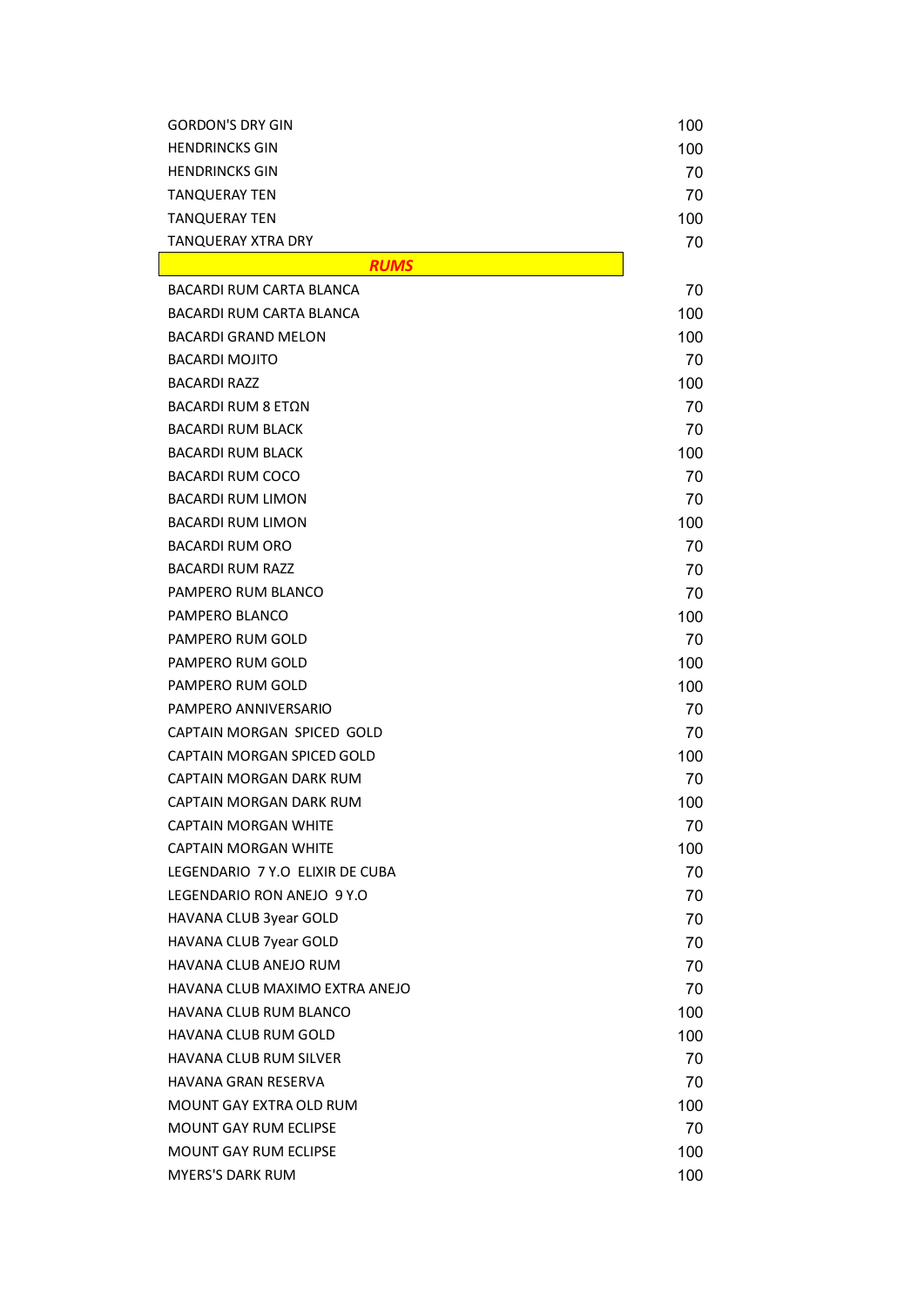| | |
|---|---|
| GORDON'S DRY GIN | 100 |
| HENDRINCKS GIN | 100 |
| HENDRINCKS GIN | 70 |
| TANQUERAY TEN | 70 |
| TANQUERAY TEN | 100 |
| TANQUERAY XTRA DRY | 70 |
| ***RUMS*** | |
| BACARDI RUM CARTA BLANCA | 70 |
| BACARDI RUM CARTA BLANCA | 100 |
| BACARDI GRAND MELON | 100 |
| BACARDI MOJITO | 70 |
| BACARDI RAZZ | 100 |
| BACARDI RUM 8 ΕΤΩΝ | 70 |
| BACARDI RUM BLACK | 70 |
| BACARDI RUM BLACK | 100 |
| BACARDI RUM COCO | 70 |
| BACARDI RUM LIMON | 70 |
| BACARDI RUM LIMON | 100 |
| BACARDI RUM ORO | 70 |
| BACARDI RUM RAZZ | 70 |
| PAMPERO RUM BLANCO | 70 |
| PAMPERO BLANCO | 100 |
| PAMPERO RUM GOLD | 70 |
| PAMPERO RUM GOLD | 100 |
| PAMPERO RUM GOLD | 100 |
| PAMPERO ANNIVERSARIO | 70 |
| CAPTAIN MORGAN SPICED GOLD | 70 |
| CAPTAIN MORGAN SPICED GOLD | 100 |
| CAPTAIN MORGAN DARK RUM | 70 |
| CAPTAIN MORGAN DARK RUM | 100 |
| CAPTAIN MORGAN WHITE | 70 |
| CAPTAIN MORGAN WHITE | 100 |
| LEGENDARIO 7 Y.O ELIXIR DE CUBA | 70 |
| LEGENDARIO RON ANEJO 9 Y.O | 70 |
| HAVANA CLUB 3year GOLD | 70 |
| HAVANA CLUB 7year GOLD | 70 |
| HAVANA CLUB ANEJO RUM | 70 |
| HAVANA CLUB MAXIMO EXTRA ANEJO | 70 |
| HAVANA CLUB RUM BLANCO | 100 |
| HAVANA CLUB RUM GOLD | 100 |
| HAVANA CLUB RUM SILVER | 70 |
| HAVANA GRAN RESERVA | 70 |
| MOUNT GAY EXTRA OLD RUM | 100 |
| MOUNT GAY RUM ECLIPSE | 70 |
| MOUNT GAY RUM ECLIPSE | 100 |
| MYERS'S DARK RUM | 100 |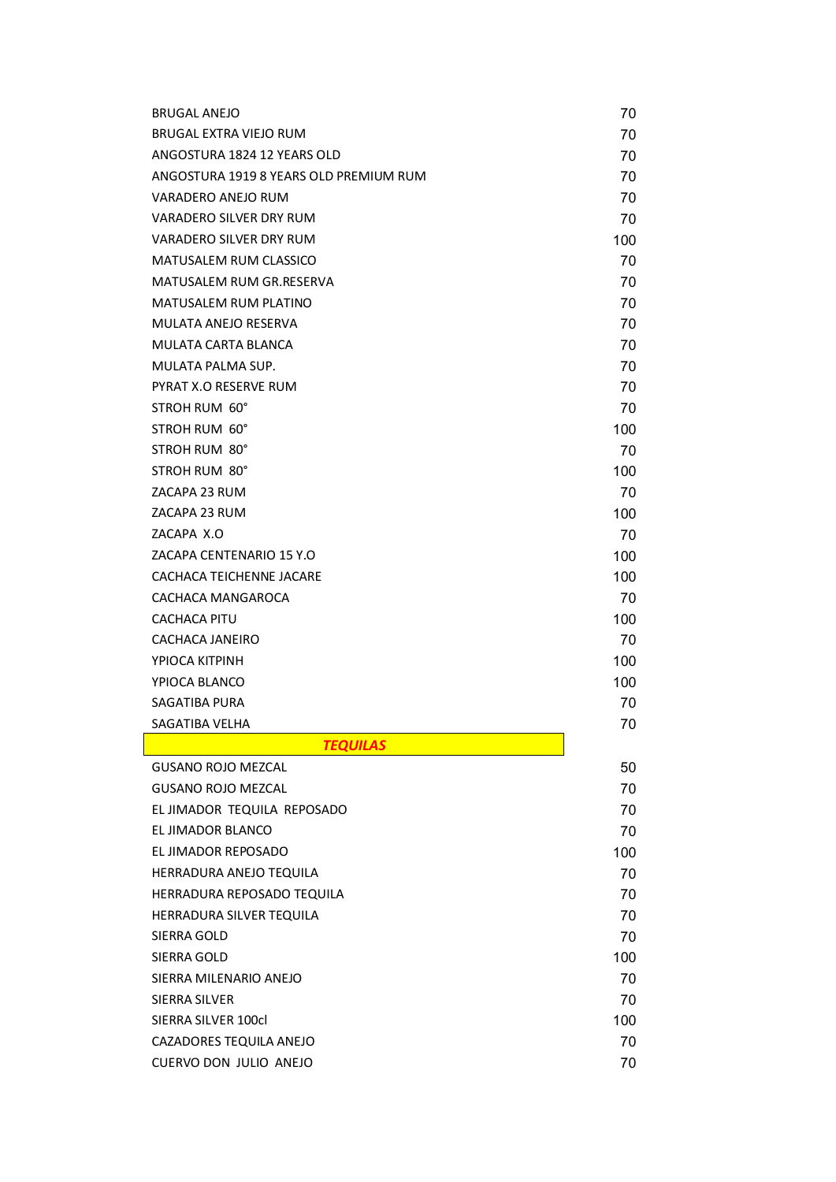| | |
|---|---|
| BRUGAL ANEJO | 70 |
| BRUGAL EXTRA VIEJO RUM | 70 |
| ANGOSTURA 1824 12 YEARS OLD | 70 |
| ANGOSTURA 1919 8 YEARS OLD PREMIUM RUM | 70 |
| VARADERO ANEJO RUM | 70 |
| VARADERO SILVER DRY RUM | 70 |
| VARADERO SILVER DRY RUM | 100 |
| MATUSALEM RUM CLASSICO | 70 |
| MATUSALEM RUM GR.RESERVA | 70 |
| MATUSALEM RUM PLATINO | 70 |
| MULATA ANEJO RESERVA | 70 |
| MULATA CARTA BLANCA | 70 |
| MULATA PALMA SUP. | 70 |
| PYRAT X.O RESERVE RUM | 70 |
| STROH RUM 60° | 70 |
| STROH RUM 60° | 100 |
| STROH RUM 80° | 70 |
| STROH RUM 80° | 100 |
| ZACAPA 23 RUM | 70 |
| ZACAPA 23 RUM | 100 |
| ZACAPA X.O | 70 |
| ZACAPA CENTENARIO 15 Y.O | 100 |
| CACHACA TEICHENNE JACARE | 100 |
| CACHACA MANGAROCA | 70 |
| CACHACA PITU | 100 |
| CACHACA JANEIRO | 70 |
| YPIOCA KITPINH | 100 |
| YPIOCA BLANCO | 100 |
| SAGATIBA PURA | 70 |
| SAGATIBA VELHA | 70 |
| ***TEQUILAS*** | |
| GUSANO ROJO MEZCAL | 50 |
| GUSANO ROJO MEZCAL | 70 |
| EL JIMADOR TEQUILA REPOSADO | 70 |
| EL JIMADOR BLANCO | 70 |
| EL JIMADOR REPOSADO | 100 |
| HERRADURA ANEJO TEQUILA | 70 |
| HERRADURA REPOSADO TEQUILA | 70 |
| HERRADURA SILVER TEQUILA | 70 |
| SIERRA GOLD | 70 |
| SIERRA GOLD | 100 |
| SIERRA MILENARIO ANEJO | 70 |
| SIERRA SILVER | 70 |
| SIERRA SILVER 100cl | 100 |
| CAZADORES TEQUILA ANEJO | 70 |
| CUERVO DON JULIO ANEJO | 70 |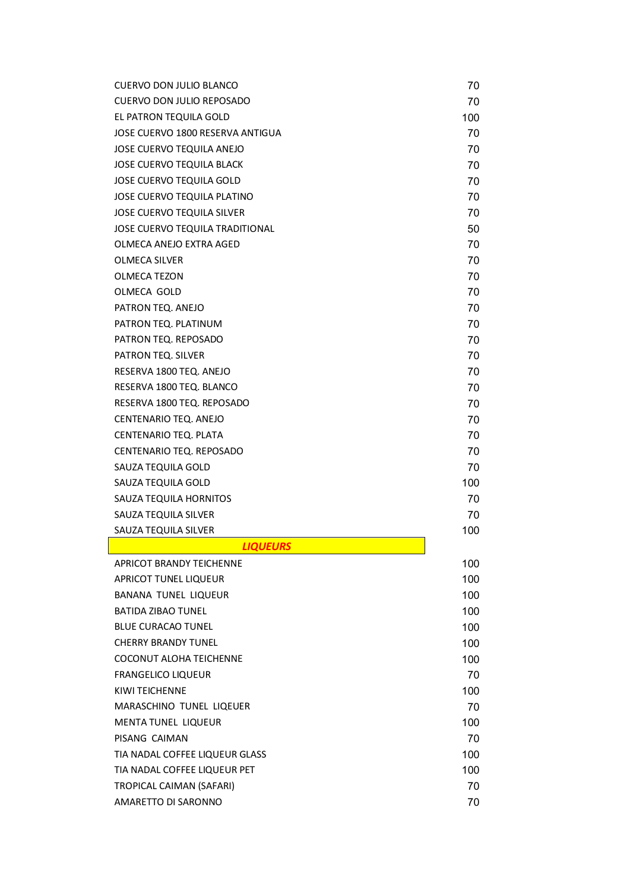| | |
|---|---|
| CUERVO DON JULIO BLANCO | 70 |
| CUERVO DON JULIO REPOSADO | 70 |
| EL PATRON TEQUILA GOLD | 100 |
| JOSE CUERVO 1800 RESERVA ANTIGUA | 70 |
| JOSE CUERVO TEQUILA ANEJO | 70 |
| JOSE CUERVO TEQUILA BLACK | 70 |
| JOSE CUERVO TEQUILA GOLD | 70 |
| JOSE CUERVO TEQUILA PLATINO | 70 |
| JOSE CUERVO TEQUILA SILVER | 70 |
| JOSE CUERVO TEQUILA TRADITIONAL | 50 |
| OLMECA ANEJO EXTRA AGED | 70 |
| OLMECA SILVER | 70 |
| OLMECA TEZON | 70 |
| OLMECA GOLD | 70 |
| PATRON TEQ. ANEJO | 70 |
| PATRON TEQ. PLATINUM | 70 |
| PATRON TEQ. REPOSADO | 70 |
| PATRON TEQ. SILVER | 70 |
| RESERVA 1800 TEQ. ANEJO | 70 |
| RESERVA 1800 TEQ. BLANCO | 70 |
| RESERVA 1800 TEQ. REPOSADO | 70 |
| CENTENARIO TEQ. ANEJO | 70 |
| CENTENARIO TEQ. PLATA | 70 |
| CENTENARIO TEQ. REPOSADO | 70 |
| SAUZA TEQUILA GOLD | 70 |
| SAUZA TEQUILA GOLD | 100 |
| SAUZA TEQUILA HORNITOS | 70 |
| SAUZA TEQUILA SILVER | 70 |
| SAUZA TEQUILA SILVER | 100 |
| ***LIQUEURS*** | |
| APRICOT BRANDY TEICHENNE | 100 |
| APRICOT TUNEL LIQUEUR | 100 |
| BANANA TUNEL LIQUEUR | 100 |
| BATIDA ZIBAO TUNEL | 100 |
| BLUE CURACAO TUNEL | 100 |
| CHERRY BRANDY TUNEL | 100 |
| COCONUT ALOHA TEICHENNE | 100 |
| FRANGELICO LIQUEUR | 70 |
| KIWI TEICHENNE | 100 |
| MARASCHINO TUNEL LIQEUER | 70 |
| MENTA TUNEL LIQUEUR | 100 |
| PISANG CAIMAN | 70 |
| TIA NADAL COFFEE LIQUEUR GLASS | 100 |
| TIA NADAL COFFEE LIQUEUR PET | 100 |
| TROPICAL CAIMAN (SAFARI) | 70 |
| AMARETTO DI SARONNO | 70 |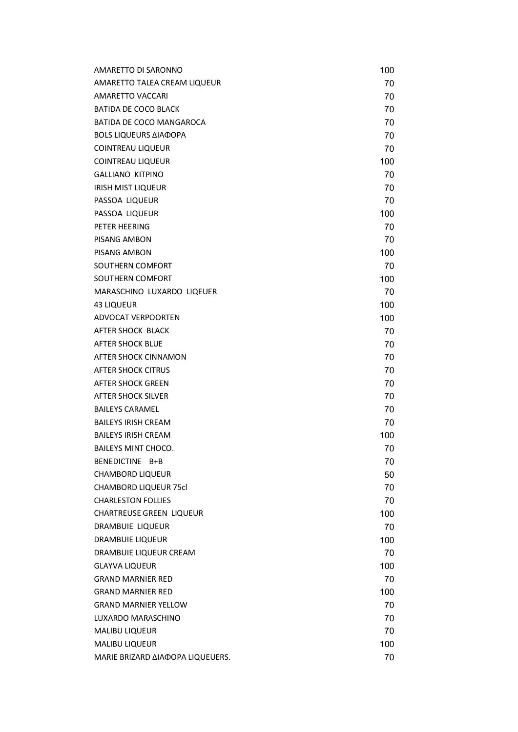| | |
|---|---|
| AMARETTO DI SARONNO | 100 |
| AMARETTO TALEA CREAM LIQUEUR | 70 |
| AMARETTO VACCARI | 70 |
| BATIDA DE COCO BLACK | 70 |
| BATIDA DE COCO MANGAROCA | 70 |
| BOLS LIQUEURS ΔΙΑΦΟΡΑ | 70 |
| COINTREAU LIQUEUR | 70 |
| COINTREAU LIQUEUR | 100 |
| GALLIANO KITPINO | 70 |
| IRISH MIST LIQUEUR | 70 |
| PASSOA LIQUEUR | 70 |
| PASSOA LIQUEUR | 100 |
| PETER HEERING | 70 |
| PISANG AMBON | 70 |
| PISANG AMBON | 100 |
| SOUTHERN COMFORT | 70 |
| SOUTHERN COMFORT | 100 |
| MARASCHINO LUXARDO LIQEUER | 70 |
| 43 LIQUEUR | 100 |
| ADVOCAT VERPOORTEN | 100 |
| AFTER SHOCK BLACK | 70 |
| AFTER SHOCK BLUE | 70 |
| AFTER SHOCK CINNAMON | 70 |
| AFTER SHOCK CITRUS | 70 |
| AFTER SHOCK GREEN | 70 |
| AFTER SHOCK SILVER | 70 |
| BAILEYS CARAMEL | 70 |
| BAILEYS IRISH CREAM | 70 |
| BAILEYS IRISH CREAM | 100 |
| BAILEYS MINT CHOCO. | 70 |
| BENEDICTINE B+B | 70 |
| CHAMBORD LIQUEUR | 50 |
| CHAMBORD LIQUEUR 75cl | 70 |
| CHARLESTON FOLLIES | 70 |
| CHARTREUSE GREEN LIQUEUR | 100 |
| DRAMBUIE LIQUEUR | 70 |
| DRAMBUIE LIQUEUR | 100 |
| DRAMBUIE LIQUEUR CREAM | 70 |
| GLAYVA LIQUEUR | 100 |
| GRAND MARNIER RED | 70 |
| GRAND MARNIER RED | 100 |
| GRAND MARNIER YELLOW | 70 |
| LUXARDO MARASCHINO | 70 |
| MALIBU LIQUEUR | 70 |
| MALIBU LIQUEUR | 100 |
| MARIE BRIZARD ΔΙΑΦΟΡΑ LIQUEUERS. | 70 |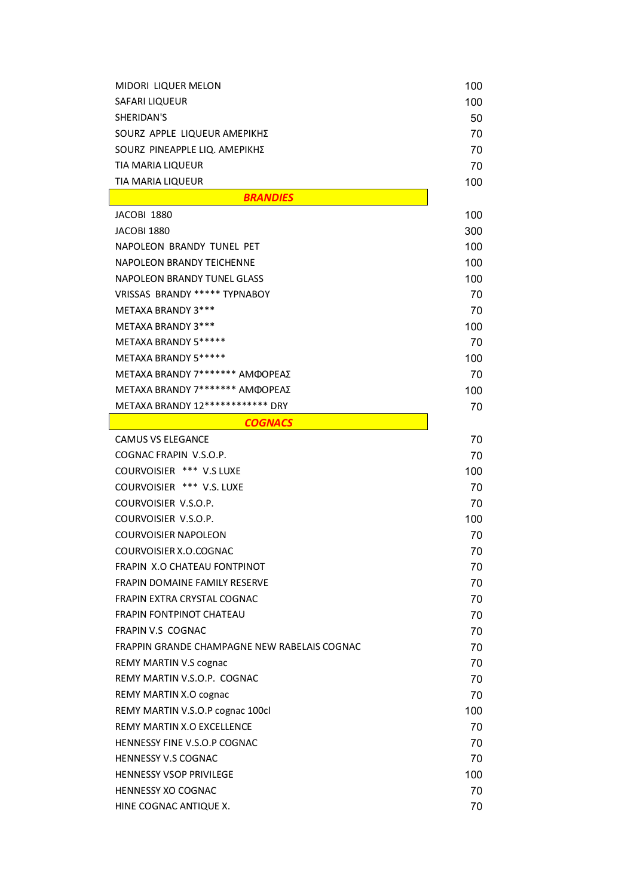| | |
|---|---|
| MIDORI LIQUER MELON | 100 |
| SAFARI LIQUEUR | 100 |
| SHERIDAN'S | 50 |
| SOURZ APPLE LIQUEUR ΑΜΕΡΙΚΗΣ | 70 |
| SOURZ PINEAPPLE LIQ. ΑΜΕΡΙΚΗΣ | 70 |
| TIA MARIA LIQUEUR | 70 |
| TIA MARIA LIQUEUR | 100 |
| ***BRANDIES*** | |
| JACOBI 1880 | 100 |
| JACOBI 1880 | 300 |
| NAPOLEON BRANDY TUNEL PET | 100 |
| NAPOLEON BRANDY TEICHENNE | 100 |
| NAPOLEON BRANDY TUNEL GLASS | 100 |
| VRISSAS BRANDY ***** ΤΥΡΝΑΒΟΥ | 70 |
| METAXA BRANDY 3*** | 70 |
| METAXA BRANDY 3*** | 100 |
| METAXA BRANDY 5***** | 70 |
| METAXA BRANDY 5***** | 100 |
| METAXA BRANDY 7******* ΑΜΦΟΡΕΑΣ | 70 |
| METAXA BRANDY 7******* ΑΜΦΟΡΕΑΣ | 100 |
| METAXA BRANDY 12************ DRY | 70 |
| ***COGNACS*** | |
| CAMUS VS ELEGANCE | 70 |
| COGNAC FRAPIN V.S.O.P. | 70 |
| COURVOISIER *** V.S LUXE | 100 |
| COURVOISIER *** V.S. LUXE | 70 |
| COURVOISIER V.S.O.P. | 70 |
| COURVOISIER V.S.O.P. | 100 |
| COURVOISIER NAPOLEON | 70 |
| COURVOISIER X.O.COGNAC | 70 |
| FRAPIN X.O CHATEAU FONTPINOT | 70 |
| FRAPIN DOMAINE FAMILY RESERVE | 70 |
| FRAPIN EXTRA CRYSTAL COGNAC | 70 |
| FRAPIN FONTPINOT CHATEAU | 70 |
| FRAPIN V.S COGNAC | 70 |
| FRAPPIN GRANDE CHAMPAGNE NEW RABELAIS COGNAC | 70 |
| REMY MARTIN V.S cognac | 70 |
| REMY MARTIN V.S.O.P. COGNAC | 70 |
| REMY MARTIN X.O cognac | 70 |
| REMY MARTIN V.S.O.P cognac 100cl | 100 |
| REMY MARTIN X.O EXCELLENCE | 70 |
| HENNESSY FINE V.S.O.P COGNAC | 70 |
| HENNESSY V.S COGNAC | 70 |
| HENNESSY VSOP PRIVILEGE | 100 |
| HENNESSY XO COGNAC | 70 |
| HINE COGNAC ANTIQUE X. | 70 |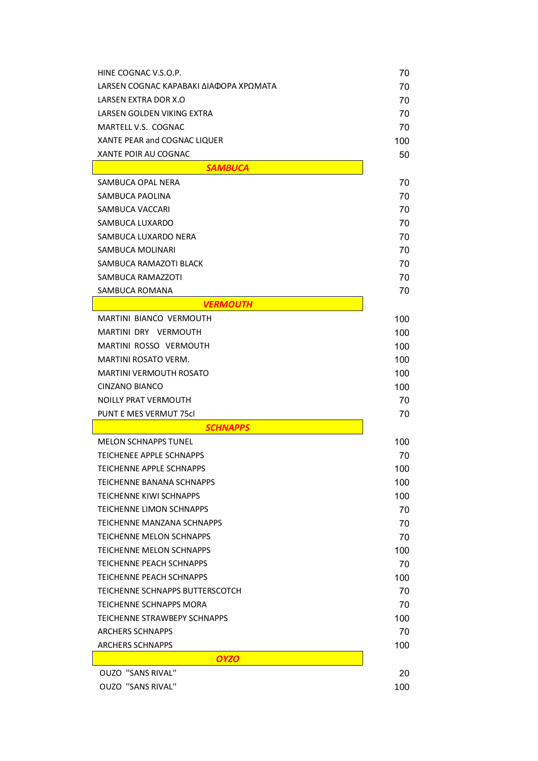| | |
|---|---|
| HINE COGNAC V.S.O.P. | 70 |
| LARSEN COGNAC ΚΑΡΑΒΑΚΙ ΔΙΑΦΟΡΑ ΧΡΩΜΑΤΑ | 70 |
| LARSEN EXTRA DOR X.O | 70 |
| LARSEN GOLDEN VIKING EXTRA | 70 |
| MARTELL V.S. COGNAC | 70 |
| XANTE PEAR and COGNAC LIQUER | 100 |
| XANTE POIR AU COGNAC | 50 |
| ***SAMBUCA*** | |
| SAMBUCA OPAL NERA | 70 |
| SAMBUCA PAOLINA | 70 |
| SAMBUCA VACCARI | 70 |
| SAMBUCA LUXARDO | 70 |
| SAMBUCA LUXARDO NERA | 70 |
| SAMBUCA MOLINARI | 70 |
| SAMBUCA RAMAZOTI BLACK | 70 |
| SAMBUCA RAMAZZOTI | 70 |
| SAMBUCA ROMANA | 70 |
| ***VERMOUTH*** | |
| MARTINI BIANCO VERMOUTH | 100 |
| MARTINI DRY VERMOUTH | 100 |
| MARTINI ROSSO VERMOUTH | 100 |
| MARTINI ROSATO VERM. | 100 |
| MARTINI VERMOUTH ROSATO | 100 |
| CINZANO BIANCO | 100 |
| NOILLY PRAT VERMOUTH | 70 |
| PUNT E MES VERMUT 75cl | 70 |
| ***SCHNAPPS*** | |
| MELON SCHNAPPS TUNEL | 100 |
| TEICHENEE APPLE SCHNAPPS | 70 |
| TEICHENNE APPLE SCHNAPPS | 100 |
| TEICHENNE BANANA SCHNAPPS | 100 |
| TEICHENNE KIWI SCHNAPPS | 100 |
| TEICHENNE LIMON SCHNAPPS | 70 |
| TEICHENNE MANZANA SCHNAPPS | 70 |
| TEICHENNE MELON SCHNAPPS | 70 |
| TEICHENNE MELON SCHNAPPS | 100 |
| TEICHENNE PEACH SCHNAPPS | 70 |
| TEICHENNE PEACH SCHNAPPS | 100 |
| TEICHENNE SCHNAPPS BUTTERSCOTCH | 70 |
| TEICHENNE SCHNAPPS MORA | 70 |
| TEICHENNE STRAWBEPY SCHNAPPS | 100 |
| ARCHERS SCHNAPPS | 70 |
| ARCHERS SCHNAPPS | 100 |
| ***OYZO*** | |
| OUZO "SANS RIVAL" | 20 |
| OUZO "SANS RIVAL" | 100 |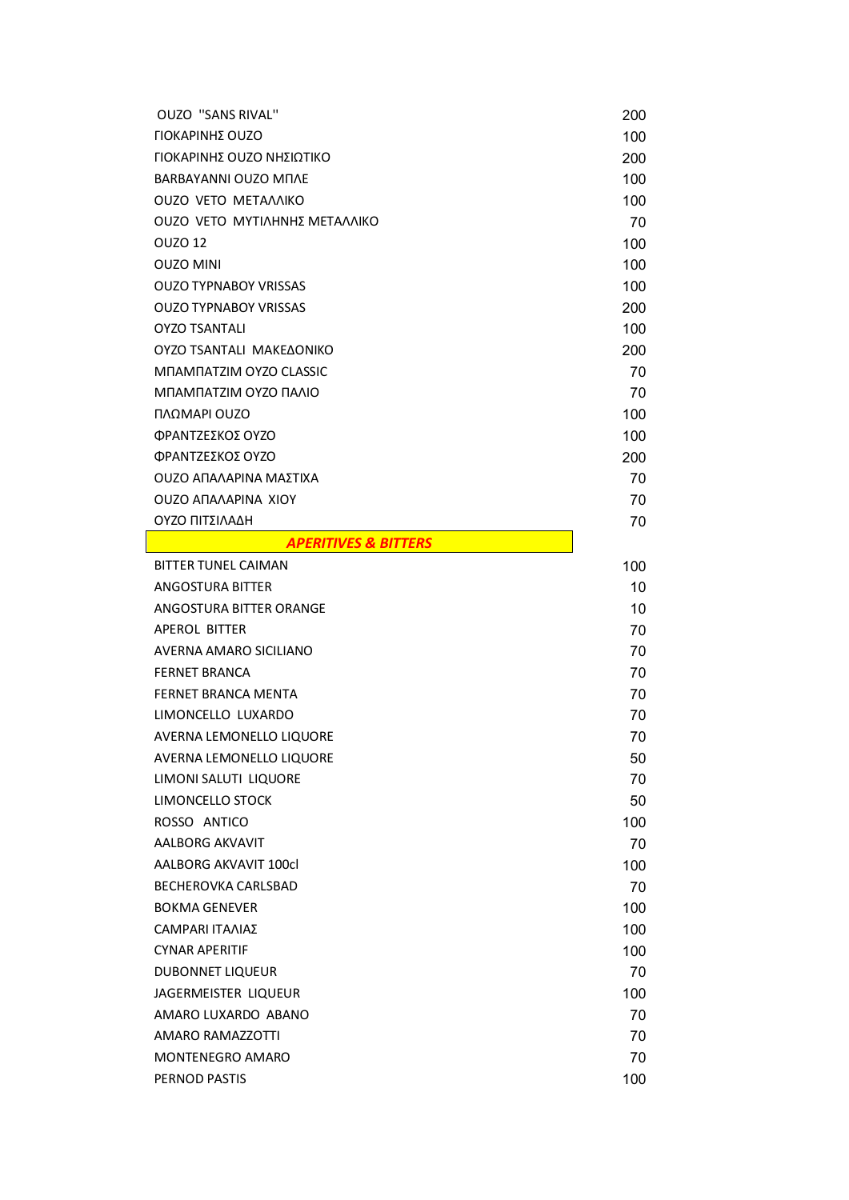| | |
|---|---|
| OUZO "SANS RIVAL" | 200 |
| ΓΙΟΚΑΡΙΝΗΣ OUZO | 100 |
| ΓΙΟΚΑΡΙΝΗΣ OUZO ΝΗΣΙΩΤΙΚΟ | 200 |
| BARBAYANNI OUZO ΜΠΛΕ | 100 |
| OUZO VETO ΜΕΤΑΛΛΙΚΟ | 100 |
| OUZO VETO ΜΥΤΙΛΗΝΗΣ ΜΕΤΑΛΛΙΚΟ | 70 |
| OUZO 12 | 100 |
| OUZO MINI | 100 |
| OUZO TYPNABOY VRISSAS | 100 |
| OUZO TYPNABOY VRISSAS | 200 |
| OYZO TSANTALI | 100 |
| OYZO TSANTALI ΜΑΚΕΔΟΝΙΚΟ | 200 |
| ΜΠΑΜΠΑΤΖΙΜ ΟΥΖΟ CLASSIC | 70 |
| ΜΠΑΜΠΑΤΖΙΜ ΟΥΖΟ ΠΑΛΙΟ | 70 |
| ΠΛΩΜΑΡΙ OUZO | 100 |
| ΦΡΑΝΤΖΕΣΚΟΣ ΟΥΖΟ | 100 |
| ΦΡΑΝΤΖΕΣΚΟΣ ΟΥΖΟ | 200 |
| OUZO ΑΠΑΛΑΡΙΝΑ ΜΑΣΤΙΧΑ | 70 |
| OUZO ΑΠΑΛΑΡΙΝΑ ΧΙΟΥ | 70 |
| ΟΥΖΟ ΠΙΤΣΙΛΑΔΗ | 70 |

## *APERITIVES & BITTERS*

| | |
|---|---|
| BITTER TUNEL CAIMAN | 100 |
| ANGOSTURA BITTER | 10 |
| ANGOSTURA BITTER ORANGE | 10 |
| APEROL BITTER | 70 |
| AVERNA AMARO SICILIANO | 70 |
| FERNET BRANCA | 70 |
| FERNET BRANCA MENTA | 70 |
| LIMONCELLO LUXARDO | 70 |
| AVERNA LEMONELLO LIQUORE | 70 |
| AVERNA LEMONELLO LIQUORE | 50 |
| LIMONI SALUTI LIQUORE | 70 |
| LIMONCELLO STOCK | 50 |
| ROSSO ANTICO | 100 |
| AALBORG AKVAVIT | 70 |
| AALBORG AKVAVIT 100cl | 100 |
| BECHEROVKA CARLSBAD | 70 |
| BOKMA GENEVER | 100 |
| CAMPARI ΙΤΑΛΙΑΣ | 100 |
| CYNAR APERITIF | 100 |
| DUBONNET LIQUEUR | 70 |
| JAGERMEISTER LIQUEUR | 100 |
| AMARO LUXARDO ABANO | 70 |
| AMARO RAMAZZOTTI | 70 |
| MONTENEGRO AMARO | 70 |
| PERNOD PASTIS | 100 |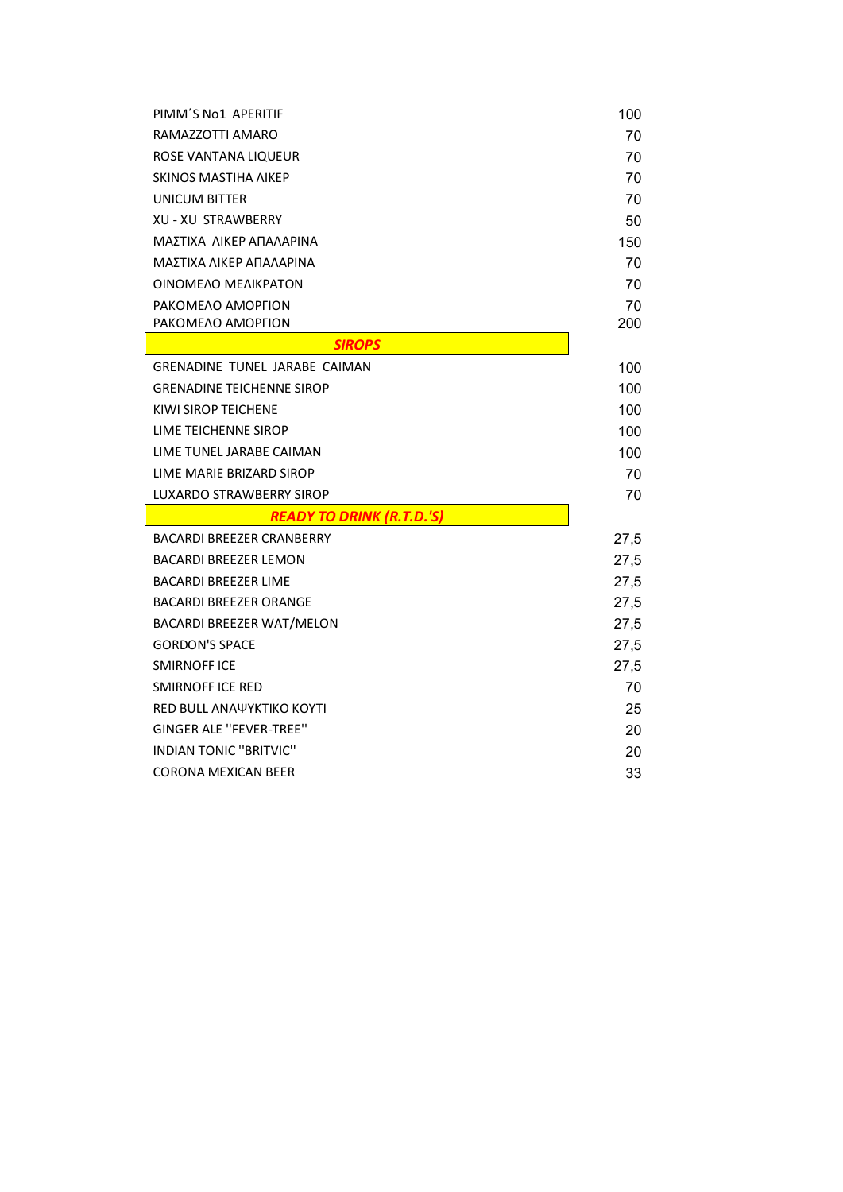| | |
|---|---|
| PIMM´S No1 APERITIF | 100 |
| RAMAZZOTTI AMARO | 70 |
| ROSE VANTANA LIQUEUR | 70 |
| SKINOS MASTIHA ΛΙΚΕΡ | 70 |
| UNICUM BITTER | 70 |
| XU - XU STRAWBERRY | 50 |
| ΜΑΣΤΙΧΑ ΛΙΚΕΡ ΑΠΑΛΑΡΙΝΑ | 150 |
| ΜΑΣΤΙΧΑ ΛΙΚΕΡ ΑΠΑΛΑΡΙΝΑ | 70 |
| ΟΙΝΟΜΕΛΟ ΜΕΛΙΚΡΑΤΟΝ | 70 |
| ΡΑΚΟΜΕΛΟ ΑΜΟΡΓΙΟΝ | 70 |
| ΡΑΚΟΜΕΛΟ ΑΜΟΡΓΙΟΝ | 200 |
| ***SIROPS*** | |
| GRENADINE TUNEL JARABE CAIMAN | 100 |
| GRENADINE TEICHENNE SIROP | 100 |
| KIWI SIROP TEICHENE | 100 |
| LIME TEICHENNE SIROP | 100 |
| LIME TUNEL JARABE CAIMAN | 100 |
| LIME MARIE BRIZARD SIROP | 70 |
| LUXARDO STRAWBERRY SIROP | 70 |
| ***READY TO DRINK (R.T.D.'S)*** | |
| BACARDI BREEZER CRANBERRY | 27,5 |
| BACARDI BREEZER LEMON | 27,5 |
| BACARDI BREEZER LIME | 27,5 |
| BACARDI BREEZER ORANGE | 27,5 |
| BACARDI BREEZER WAT/MELON | 27,5 |
| GORDON'S SPACE | 27,5 |
| SMIRNOFF ICE | 27,5 |
| SMIRNOFF ICE RED | 70 |
| RED BULL ΑΝΑΨΥΚΤΙΚΟ ΚΟΥΤΙ | 25 |
| GINGER ALE "FEVER-TREE" | 20 |
| INDIAN TONIC "BRITVIC" | 20 |
| CORONA MEXICAN BEER | 33 |